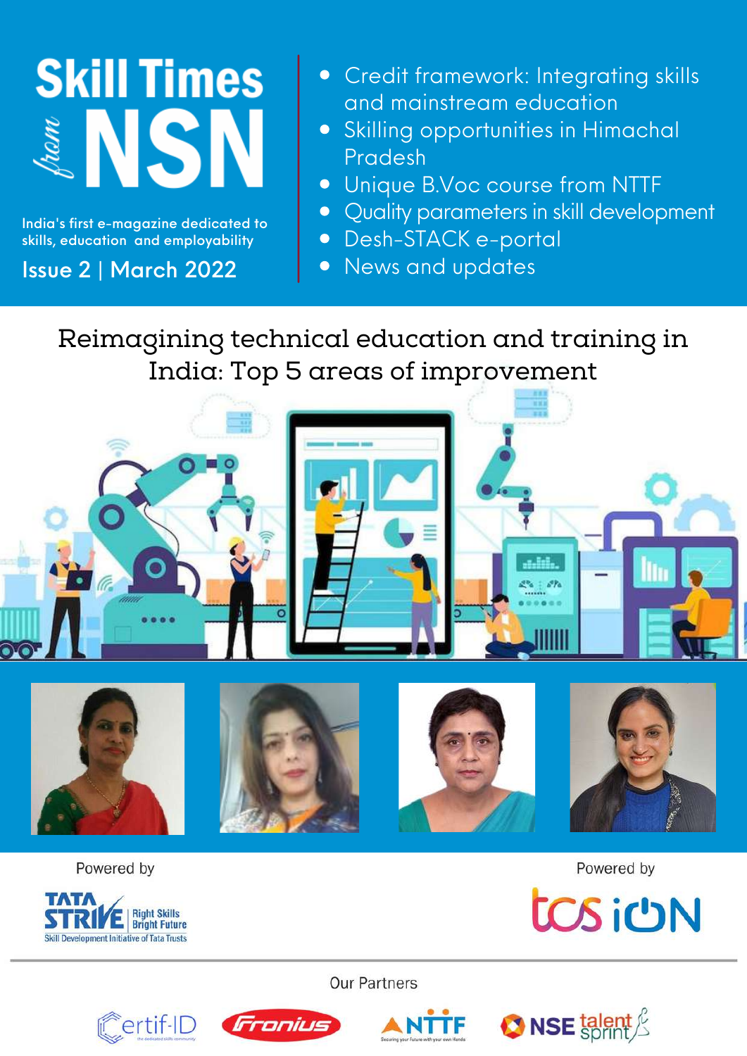# Skill Times *from* NSN

India's first e-magazine dedicated to skills, education and employability

Issue 2 | March 2022

- Credit framework: Integrating skills and mainstream education
- Skilling opportunities in Himachal Pradesh
- Unique B.Voc course from NTTF
- Quality parameters in skill development
- Desh-STACK e-portal
- News and updates

## Reimagining technical education and training in India: Top 5 areas of improvement

Powered by

TATA STRIVE Right Skills Bright Future
Skill Development Initiative of Tata Trusts

Powered by

tcs iON

Our Partners

Certif-ID the dedicated skills community

Fronius

NTTF Securing your Future with your own Hands

NSE talent sprint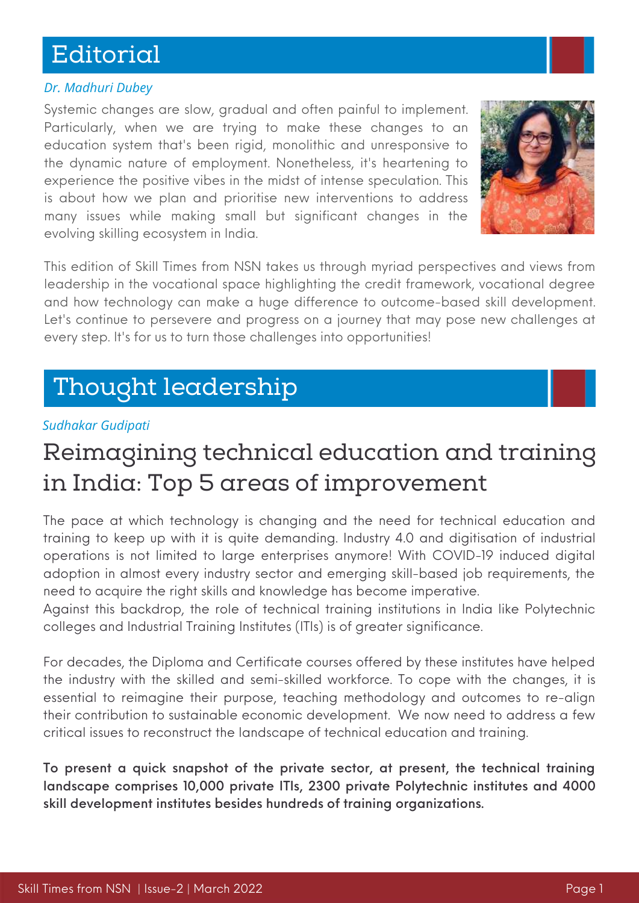## Editorial

*Dr. Madhuri Dubey*

Systemic changes are slow, gradual and often painful to implement. Particularly, when we are trying to make these changes to an education system that's been rigid, monolithic and unresponsive to the dynamic nature of employment. Nonetheless, it's heartening to experience the positive vibes in the midst of intense speculation. This is about how we plan and prioritise new interventions to address many issues while making small but significant changes in the evolving skilling ecosystem in India.

This edition of Skill Times from NSN takes us through myriad perspectives and views from leadership in the vocational space highlighting the credit framework, vocational degree and how technology can make a huge difference to outcome-based skill development. Let's continue to persevere and progress on a journey that may pose new challenges at every step. It's for us to turn those challenges into opportunities!

## Thought leadership

*Sudhakar Gudipati*

# Reimagining technical education and training in India: Top 5 areas of improvement

The pace at which technology is changing and the need for technical education and training to keep up with it is quite demanding. Industry 4.0 and digitisation of industrial operations is not limited to large enterprises anymore! With COVID-19 induced digital adoption in almost every industry sector and emerging skill-based job requirements, the need to acquire the right skills and knowledge has become imperative.
Against this backdrop, the role of technical training institutions in India like Polytechnic colleges and Industrial Training Institutes (ITIs) is of greater significance.

For decades, the Diploma and Certificate courses offered by these institutes have helped the industry with the skilled and semi-skilled workforce. To cope with the changes, it is essential to reimagine their purpose, teaching methodology and outcomes to re-align their contribution to sustainable economic development. We now need to address a few critical issues to reconstruct the landscape of technical education and training.

**To present a quick snapshot of the private sector, at present, the technical training landscape comprises 10,000 private ITIs, 2300 private Polytechnic institutes and 4000 skill development institutes besides hundreds of training organizations.**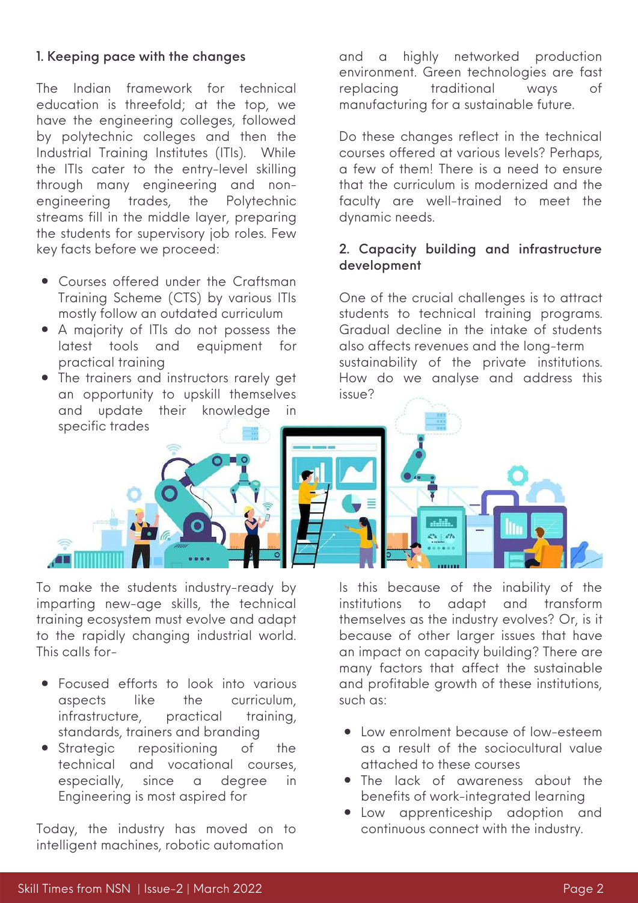## 1. Keeping pace with the changes

The Indian framework for technical education is threefold; at the top, we have the engineering colleges, followed by polytechnic colleges and then the Industrial Training Institutes (ITIs). While the ITIs cater to the entry-level skilling through many engineering and non-engineering trades, the Polytechnic streams fill in the middle layer, preparing the students for supervisory job roles. Few key facts before we proceed:

- Courses offered under the Craftsman Training Scheme (CTS) by various ITIs mostly follow an outdated curriculum
- A majority of ITIs do not possess the latest tools and equipment for practical training
- The trainers and instructors rarely get an opportunity to upskill themselves and update their knowledge in specific trades

To make the students industry-ready by imparting new-age skills, the technical training ecosystem must evolve and adapt to the rapidly changing industrial world. This calls for-

- Focused efforts to look into various aspects like the curriculum, infrastructure, practical training, standards, trainers and branding
- Strategic repositioning of the technical and vocational courses, especially, since a degree in Engineering is most aspired for

Today, the industry has moved on to intelligent machines, robotic automation and a highly networked production environment. Green technologies are fast replacing traditional ways of manufacturing for a sustainable future.

Do these changes reflect in the technical courses offered at various levels? Perhaps, a few of them! There is a need to ensure that the curriculum is modernized and the faculty are well-trained to meet the dynamic needs.

## 2. Capacity building and infrastructure development

One of the crucial challenges is to attract students to technical training programs. Gradual decline in the intake of students also affects revenues and the long-term sustainability of the private institutions. How do we analyse and address this issue?

Is this because of the inability of the institutions to adapt and transform themselves as the industry evolves? Or, is it because of other larger issues that have an impact on capacity building? There are many factors that affect the sustainable and profitable growth of these institutions, such as:

- Low enrolment because of low-esteem as a result of the sociocultural value attached to these courses
- The lack of awareness about the benefits of work-integrated learning
- Low apprenticeship adoption and continuous connect with the industry.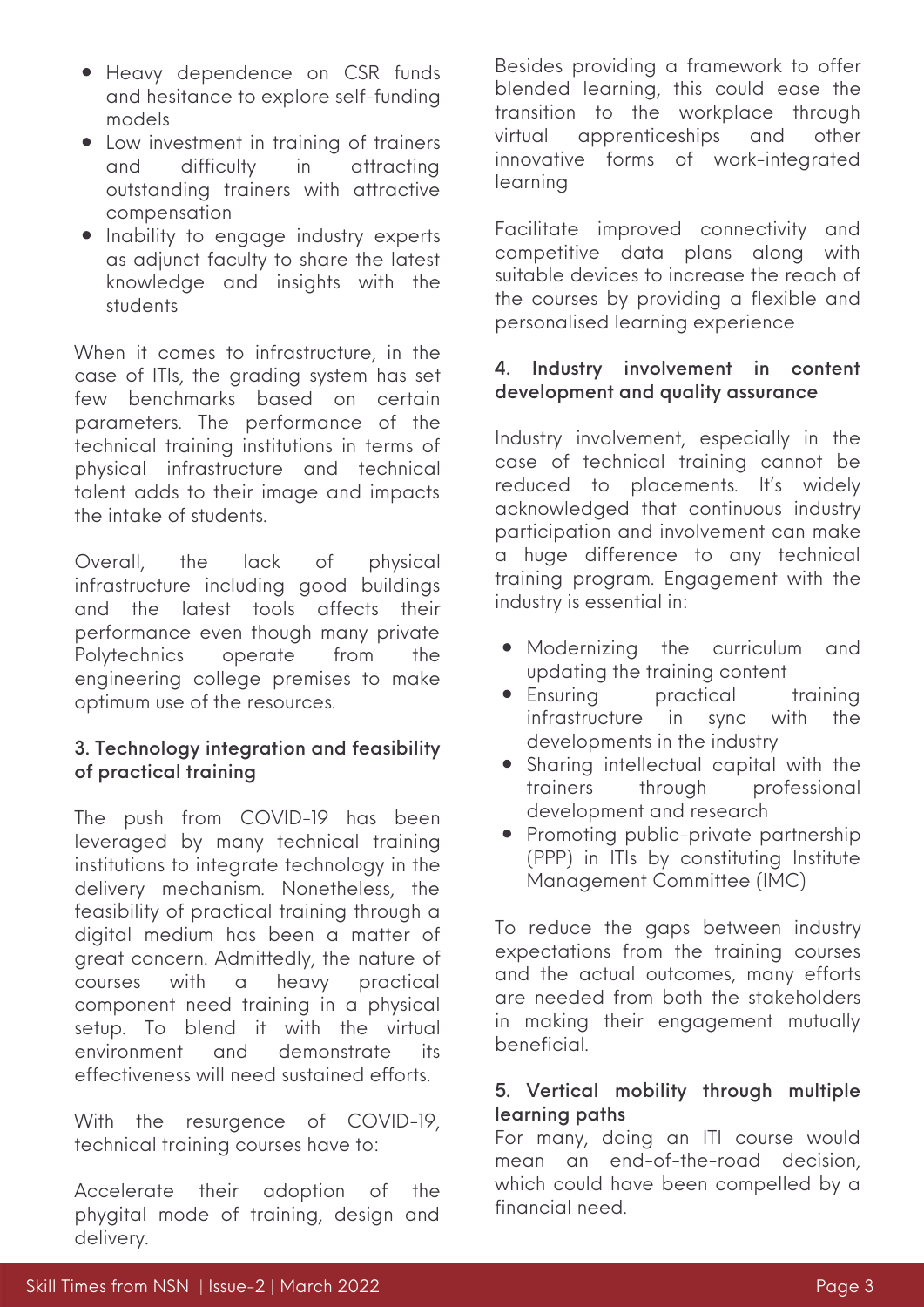- Heavy dependence on CSR funds and hesitance to explore self-funding models
- Low investment in training of trainers and difficulty in attracting outstanding trainers with attractive compensation
- Inability to engage industry experts as adjunct faculty to share the latest knowledge and insights with the students

When it comes to infrastructure, in the case of ITIs, the grading system has set few benchmarks based on certain parameters. The performance of the technical training institutions in terms of physical infrastructure and technical talent adds to their image and impacts the intake of students.

Overall, the lack of physical infrastructure including good buildings and the latest tools affects their performance even though many private Polytechnics operate from the engineering college premises to make optimum use of the resources.

### 3. Technology integration and feasibility of practical training

The push from COVID-19 has been leveraged by many technical training institutions to integrate technology in the delivery mechanism. Nonetheless, the feasibility of practical training through a digital medium has been a matter of great concern. Admittedly, the nature of courses with a heavy practical component need training in a physical setup. To blend it with the virtual environment and demonstrate its effectiveness will need sustained efforts.

With the resurgence of COVID-19, technical training courses have to:

Accelerate their adoption of the phygital mode of training, design and delivery.

Besides providing a framework to offer blended learning, this could ease the transition to the workplace through virtual apprenticeships and other innovative forms of work-integrated learning

Facilitate improved connectivity and competitive data plans along with suitable devices to increase the reach of the courses by providing a flexible and personalised learning experience

### 4. Industry involvement in content development and quality assurance

Industry involvement, especially in the case of technical training cannot be reduced to placements. It's widely acknowledged that continuous industry participation and involvement can make a huge difference to any technical training program. Engagement with the industry is essential in:

- Modernizing the curriculum and updating the training content
- Ensuring practical training infrastructure in sync with the developments in the industry
- Sharing intellectual capital with the trainers through professional development and research
- Promoting public-private partnership (PPP) in ITIs by constituting Institute Management Committee (IMC)

To reduce the gaps between industry expectations from the training courses and the actual outcomes, many efforts are needed from both the stakeholders in making their engagement mutually beneficial.

### 5. Vertical mobility through multiple learning paths

For many, doing an ITI course would mean an end-of-the-road decision, which could have been compelled by a financial need.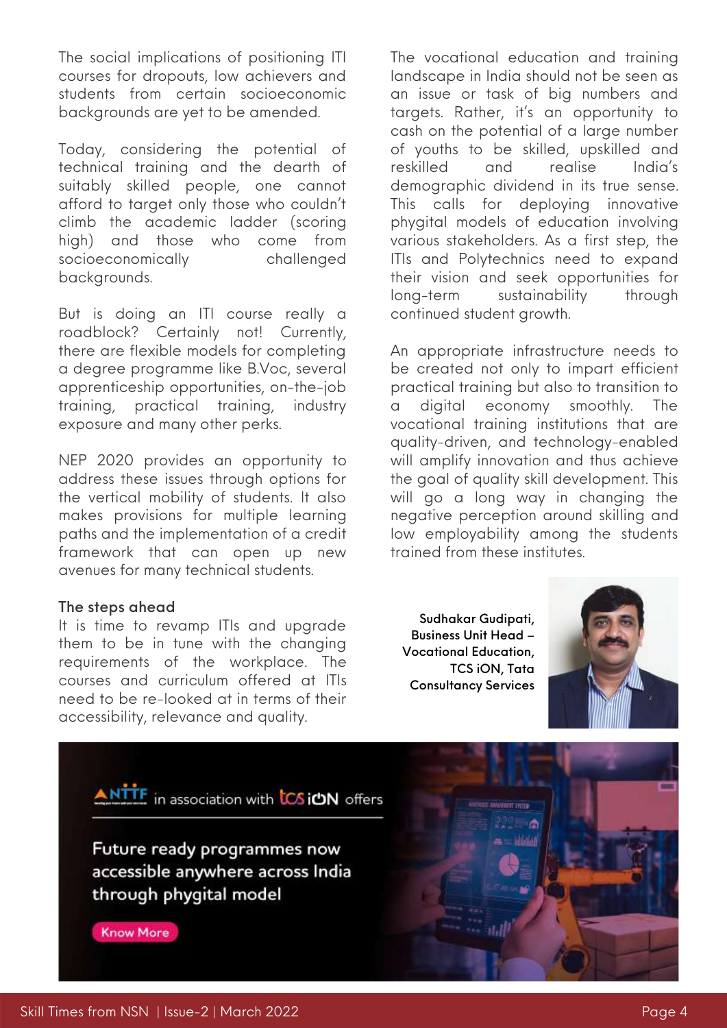The social implications of positioning ITI courses for dropouts, low achievers and students from certain socioeconomic backgrounds are yet to be amended.

Today, considering the potential of technical training and the dearth of suitably skilled people, one cannot afford to target only those who couldn't climb the academic ladder (scoring high) and those who come from socioeconomically challenged backgrounds.

But is doing an ITI course really a roadblock? Certainly not! Currently, there are flexible models for completing a degree programme like B.Voc, several apprenticeship opportunities, on-the-job training, practical training, industry exposure and many other perks.

NEP 2020 provides an opportunity to address these issues through options for the vertical mobility of students. It also makes provisions for multiple learning paths and the implementation of a credit framework that can open up new avenues for many technical students.

### The steps ahead

It is time to revamp ITIs and upgrade them to be in tune with the changing requirements of the workplace. The courses and curriculum offered at ITIs need to be re-looked at in terms of their accessibility, relevance and quality.

The vocational education and training landscape in India should not be seen as an issue or task of big numbers and targets. Rather, it's an opportunity to cash on the potential of a large number of youths to be skilled, upskilled and reskilled and realise India's demographic dividend in its true sense. This calls for deploying innovative phygital models of education involving various stakeholders. As a first step, the ITIs and Polytechnics need to expand their vision and seek opportunities for long-term sustainability through continued student growth.

An appropriate infrastructure needs to be created not only to impart efficient practical training but also to transition to a digital economy smoothly. The vocational training institutions that are quality-driven, and technology-enabled will amplify innovation and thus achieve the goal of quality skill development. This will go a long way in changing the negative perception around skilling and low employability among the students trained from these institutes.

**Sudhakar Gudipati, Business Unit Head – Vocational Education, TCS iON, Tata Consultancy Services**

NTTF in association with TCS iON offers

**Future ready programmes now accessible anywhere across India through phygital model**

Know More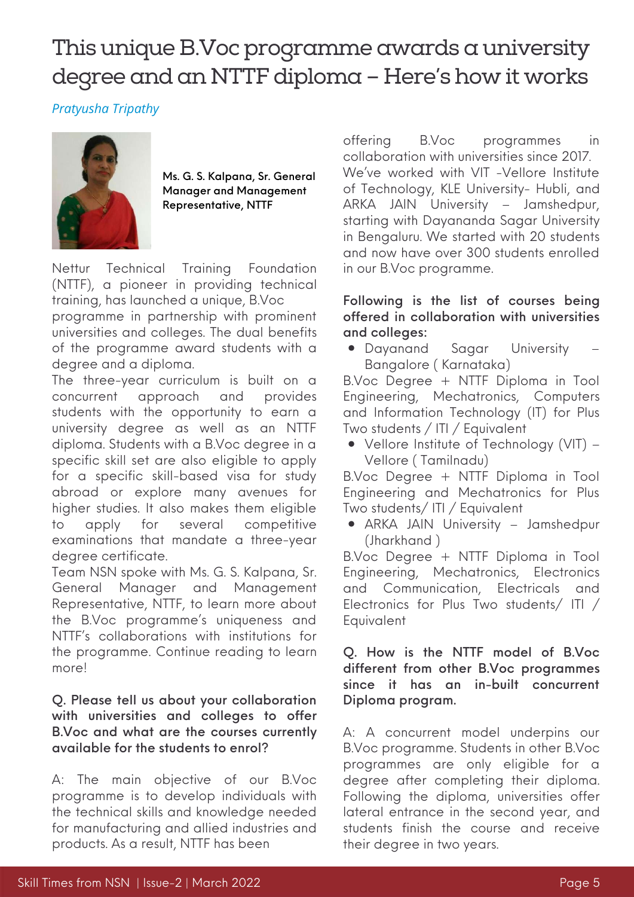# This unique B.Voc programme awards a university degree and an NTTF diploma – Here's how it works

*Pratyusha Tripathy*

**Ms. G. S. Kalpana, Sr. General Manager and Management Representative, NTTF**

Nettur Technical Training Foundation (NTTF), a pioneer in providing technical training, has launched a unique, B.Voc programme in partnership with prominent universities and colleges. The dual benefits of the programme award students with a degree and a diploma.

The three-year curriculum is built on a concurrent approach and provides students with the opportunity to earn a university degree as well as an NTTF diploma. Students with a B.Voc degree in a specific skill set are also eligible to apply for a specific skill-based visa for study abroad or explore many avenues for higher studies. It also makes them eligible to apply for several competitive examinations that mandate a three-year degree certificate.

Team NSN spoke with Ms. G. S. Kalpana, Sr. General Manager and Management Representative, NTTF, to learn more about the B.Voc programme's uniqueness and NTTF's collaborations with institutions for the programme. Continue reading to learn more!

**Q. Please tell us about your collaboration with universities and colleges to offer B.Voc and what are the courses currently available for the students to enrol?**

A: The main objective of our B.Voc programme is to develop individuals with the technical skills and knowledge needed for manufacturing and allied industries and products. As a result, NTTF has been offering B.Voc programmes in collaboration with universities since 2017. We've worked with VIT -Vellore Institute of Technology, KLE University- Hubli, and ARKA JAIN University – Jamshedpur, starting with Dayananda Sagar University in Bengaluru. We started with 20 students and now have over 300 students enrolled in our B.Voc programme.

**Following is the list of courses being offered in collaboration with universities and colleges:**

- Dayanand Sagar University – Bangalore ( Karnataka)

B.Voc Degree + NTTF Diploma in Tool Engineering, Mechatronics, Computers and Information Technology (IT) for Plus Two students / ITI / Equivalent

- Vellore Institute of Technology (VIT) – Vellore ( Tamilnadu)

B.Voc Degree + NTTF Diploma in Tool Engineering and Mechatronics for Plus Two students/ ITI / Equivalent

- ARKA JAIN University – Jamshedpur (Jharkhand )

B.Voc Degree + NTTF Diploma in Tool Engineering, Mechatronics, Electronics and Communication, Electricals and Electronics for Plus Two students/ ITI / Equivalent

**Q. How is the NTTF model of B.Voc different from other B.Voc programmes since it has an in-built concurrent Diploma program.**

A: A concurrent model underpins our B.Voc programme. Students in other B.Voc programmes are only eligible for a degree after completing their diploma. Following the diploma, universities offer lateral entrance in the second year, and students finish the course and receive their degree in two years.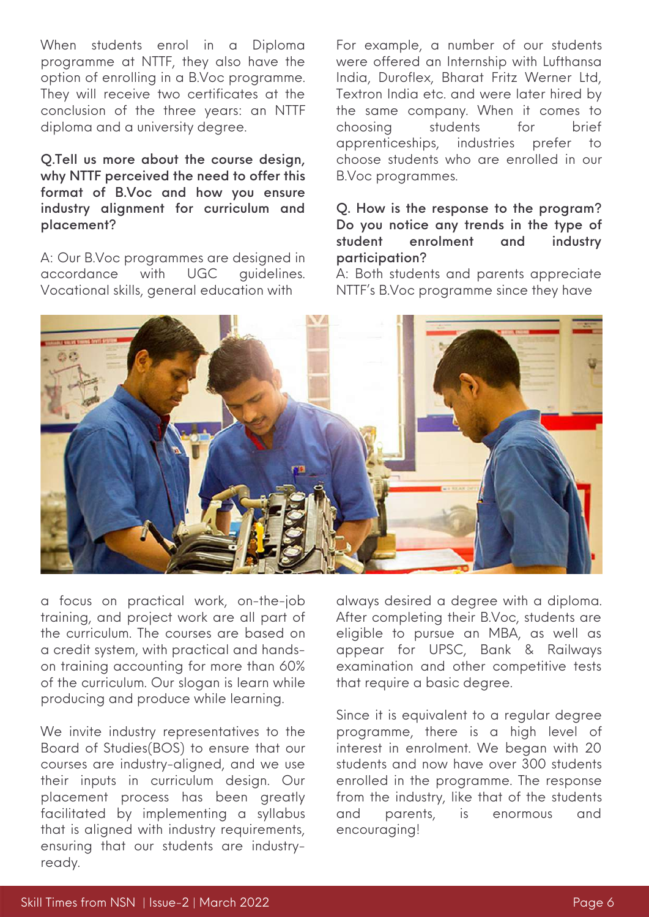When students enrol in a Diploma programme at NTTF, they also have the option of enrolling in a B.Voc programme. They will receive two certificates at the conclusion of the three years: an NTTF diploma and a university degree.

**Q.Tell us more about the course design, why NTTF perceived the need to offer this format of B.Voc and how you ensure industry alignment for curriculum and placement?**

A: Our B.Voc programmes are designed in accordance with UGC guidelines. Vocational skills, general education with a focus on practical work, on-the-job training, and project work are all part of the curriculum. The courses are based on a credit system, with practical and hands-on training accounting for more than 60% of the curriculum. Our slogan is learn while producing and produce while learning.

We invite industry representatives to the Board of Studies(BOS) to ensure that our courses are industry-aligned, and we use their inputs in curriculum design. Our placement process has been greatly facilitated by implementing a syllabus that is aligned with industry requirements, ensuring that our students are industry-ready.

For example, a number of our students were offered an Internship with Lufthansa India, Duroflex, Bharat Fritz Werner Ltd, Textron India etc. and were later hired by the same company. When it comes to choosing students for brief apprenticeships, industries prefer to choose students who are enrolled in our B.Voc programmes.

**Q. How is the response to the program? Do you notice any trends in the type of student enrolment and industry participation?**

A: Both students and parents appreciate NTTF's B.Voc programme since they have always desired a degree with a diploma. After completing their B.Voc, students are eligible to pursue an MBA, as well as appear for UPSC, Bank & Railways examination and other competitive tests that require a basic degree.

Since it is equivalent to a regular degree programme, there is a high level of interest in enrolment. We began with 20 students and now have over 300 students enrolled in the programme. The response from the industry, like that of the students and parents, is enormous and encouraging!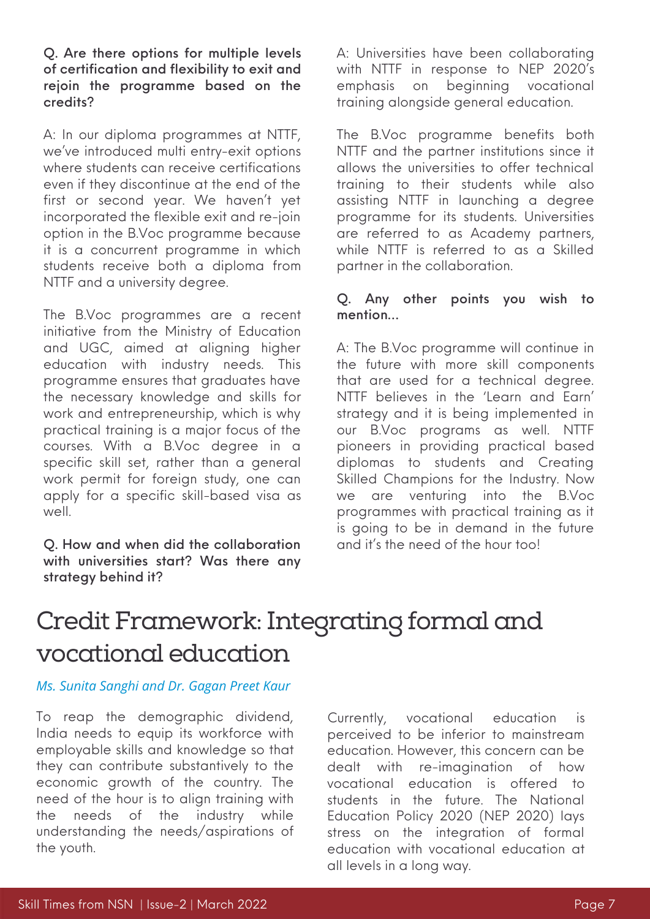**Q. Are there options for multiple levels of certification and flexibility to exit and rejoin the programme based on the credits?**

A: In our diploma programmes at NTTF, we've introduced multi entry-exit options where students can receive certifications even if they discontinue at the end of the first or second year. We haven't yet incorporated the flexible exit and re-join option in the B.Voc programme because it is a concurrent programme in which students receive both a diploma from NTTF and a university degree.

The B.Voc programmes are a recent initiative from the Ministry of Education and UGC, aimed at aligning higher education with industry needs. This programme ensures that graduates have the necessary knowledge and skills for work and entrepreneurship, which is why practical training is a major focus of the courses. With a B.Voc degree in a specific skill set, rather than a general work permit for foreign study, one can apply for a specific skill-based visa as well.

**Q. How and when did the collaboration with universities start? Was there any strategy behind it?**

A: Universities have been collaborating with NTTF in response to NEP 2020's emphasis on beginning vocational training alongside general education.

The B.Voc programme benefits both NTTF and the partner institutions since it allows the universities to offer technical training to their students while also assisting NTTF in launching a degree programme for its students. Universities are referred to as Academy partners, while NTTF is referred to as a Skilled partner in the collaboration.

**Q. Any other points you wish to mention...**

A: The B.Voc programme will continue in the future with more skill components that are used for a technical degree. NTTF believes in the 'Learn and Earn' strategy and it is being implemented in our B.Voc programs as well. NTTF pioneers in providing practical based diplomas to students and Creating Skilled Champions for the Industry. Now we are venturing into the B.Voc programmes with practical training as it is going to be in demand in the future and it's the need of the hour too!

# Credit Framework: Integrating formal and vocational education

*Ms. Sunita Sanghi and Dr. Gagan Preet Kaur*

To reap the demographic dividend, India needs to equip its workforce with employable skills and knowledge so that they can contribute substantively to the economic growth of the country. The need of the hour is to align training with the needs of the industry while understanding the needs/aspirations of the youth.

Currently, vocational education is perceived to be inferior to mainstream education. However, this concern can be dealt with re-imagination of how vocational education is offered to students in the future. The National Education Policy 2020 (NEP 2020) lays stress on the integration of formal education with vocational education at all levels in a long way.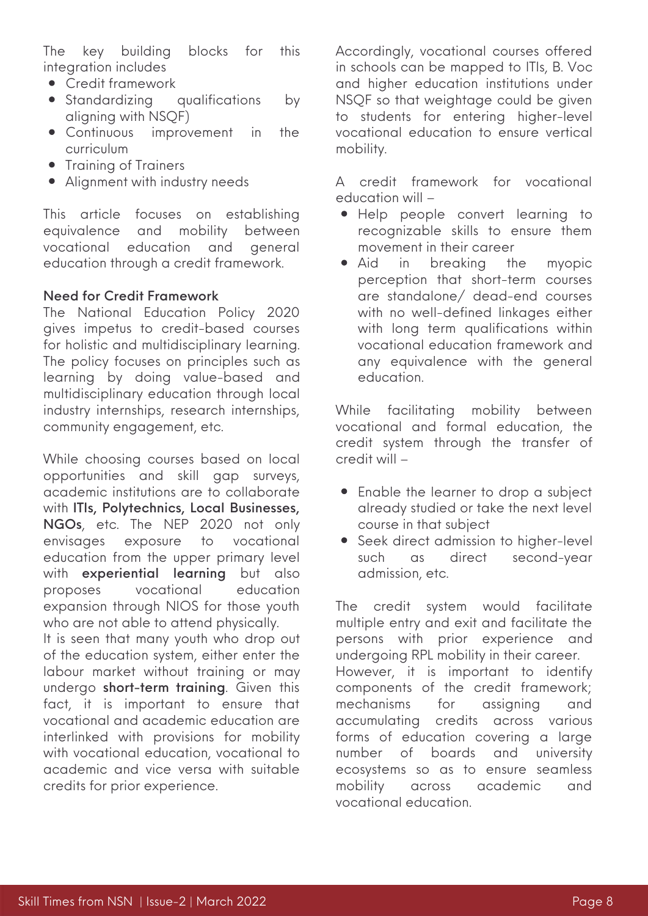The key building blocks for this integration includes

- Credit framework
- Standardizing qualifications by aligning with NSQF)
- Continuous improvement in the curriculum
- Training of Trainers
- Alignment with industry needs

This article focuses on establishing equivalence and mobility between vocational education and general education through a credit framework.

**Need for Credit Framework**

The National Education Policy 2020 gives impetus to credit-based courses for holistic and multidisciplinary learning. The policy focuses on principles such as learning by doing value-based and multidisciplinary education through local industry internships, research internships, community engagement, etc.

While choosing courses based on local opportunities and skill gap surveys, academic institutions are to collaborate with **ITIs, Polytechnics, Local Businesses, NGOs**, etc. The NEP 2020 not only envisages exposure to vocational education from the upper primary level with **experiential learning** but also proposes vocational education expansion through NIOS for those youth who are not able to attend physically.

It is seen that many youth who drop out of the education system, either enter the labour market without training or may undergo **short-term training**. Given this fact, it is important to ensure that vocational and academic education are interlinked with provisions for mobility with vocational education, vocational to academic and vice versa with suitable credits for prior experience.

Accordingly, vocational courses offered in schools can be mapped to ITIs, B. Voc and higher education institutions under NSQF so that weightage could be given to students for entering higher-level vocational education to ensure vertical mobility.

A credit framework for vocational education will –

- Help people convert learning to recognizable skills to ensure them movement in their career
- Aid in breaking the myopic perception that short-term courses are standalone/ dead-end courses with no well-defined linkages either with long term qualifications within vocational education framework and any equivalence with the general education.

While facilitating mobility between vocational and formal education, the credit system through the transfer of credit will –

- Enable the learner to drop a subject already studied or take the next level course in that subject
- Seek direct admission to higher-level such as direct second-year admission, etc.

The credit system would facilitate multiple entry and exit and facilitate the persons with prior experience and undergoing RPL mobility in their career.

However, it is important to identify components of the credit framework; mechanisms for assigning and accumulating credits across various forms of education covering a large number of boards and university ecosystems so as to ensure seamless mobility across academic and vocational education.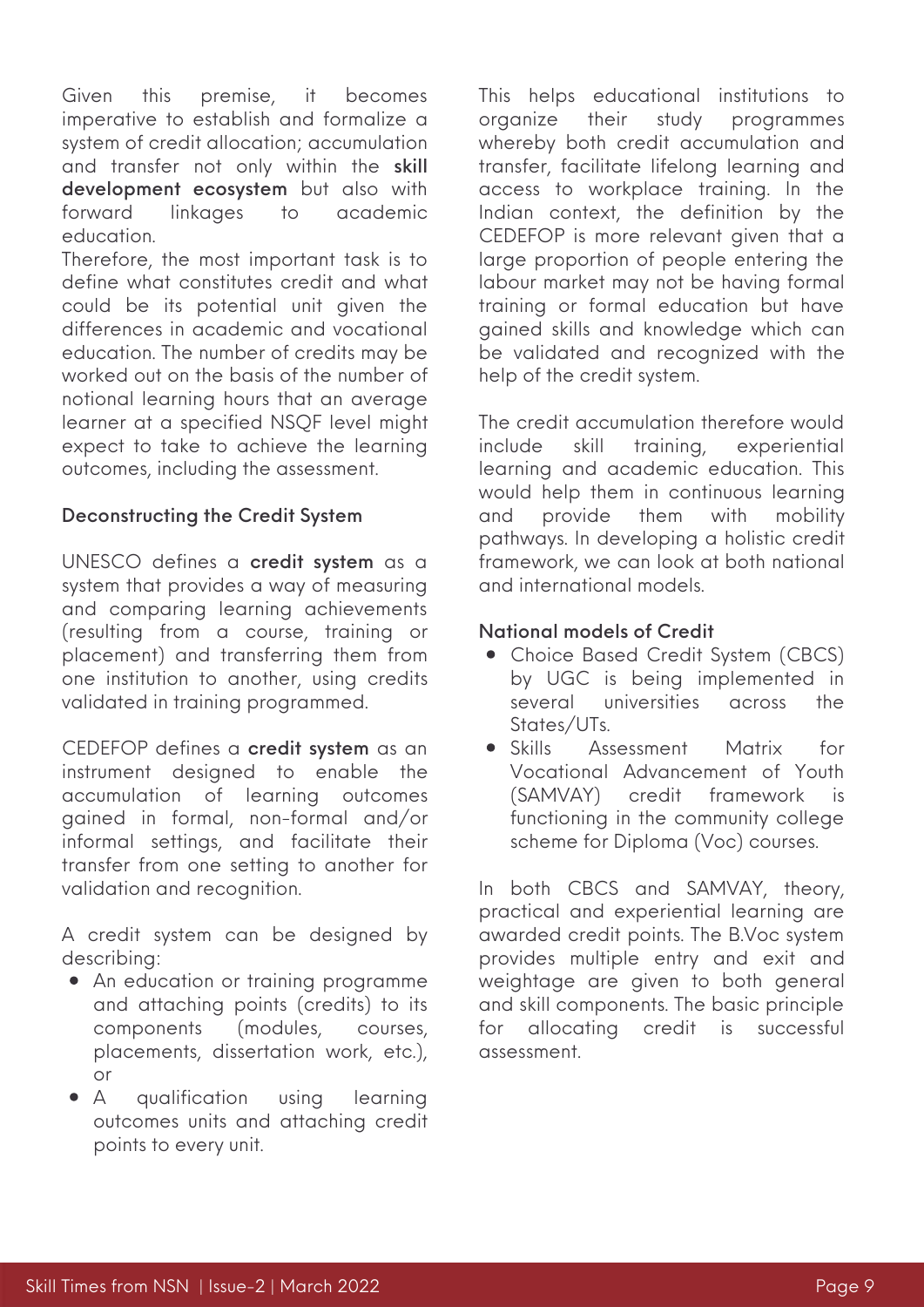Given this premise, it becomes imperative to establish and formalize a system of credit allocation; accumulation and transfer not only within the **skill development ecosystem** but also with forward linkages to academic education.

Therefore, the most important task is to define what constitutes credit and what could be its potential unit given the differences in academic and vocational education. The number of credits may be worked out on the basis of the number of notional learning hours that an average learner at a specified NSQF level might expect to take to achieve the learning outcomes, including the assessment.

### Deconstructing the Credit System

UNESCO defines a **credit system** as a system that provides a way of measuring and comparing learning achievements (resulting from a course, training or placement) and transferring them from one institution to another, using credits validated in training programmed.

CEDEFOP defines a **credit system** as an instrument designed to enable the accumulation of learning outcomes gained in formal, non-formal and/or informal settings, and facilitate their transfer from one setting to another for validation and recognition.

A credit system can be designed by describing:

- An education or training programme and attaching points (credits) to its components (modules, courses, placements, dissertation work, etc.), or
- A qualification using learning outcomes units and attaching credit points to every unit.

This helps educational institutions to organize their study programmes whereby both credit accumulation and transfer, facilitate lifelong learning and access to workplace training. In the Indian context, the definition by the CEDEFOP is more relevant given that a large proportion of people entering the labour market may not be having formal training or formal education but have gained skills and knowledge which can be validated and recognized with the help of the credit system.

The credit accumulation therefore would include skill training, experiential learning and academic education. This would help them in continuous learning and provide them with mobility pathways. In developing a holistic credit framework, we can look at both national and international models.

### National models of Credit

- Choice Based Credit System (CBCS) by UGC is being implemented in several universities across the States/UTs.
- Skills Assessment Matrix for Vocational Advancement of Youth (SAMVAY) credit framework is functioning in the community college scheme for Diploma (Voc) courses.

In both CBCS and SAMVAY, theory, practical and experiential learning are awarded credit points. The B.Voc system provides multiple entry and exit and weightage are given to both general and skill components. The basic principle for allocating credit is successful assessment.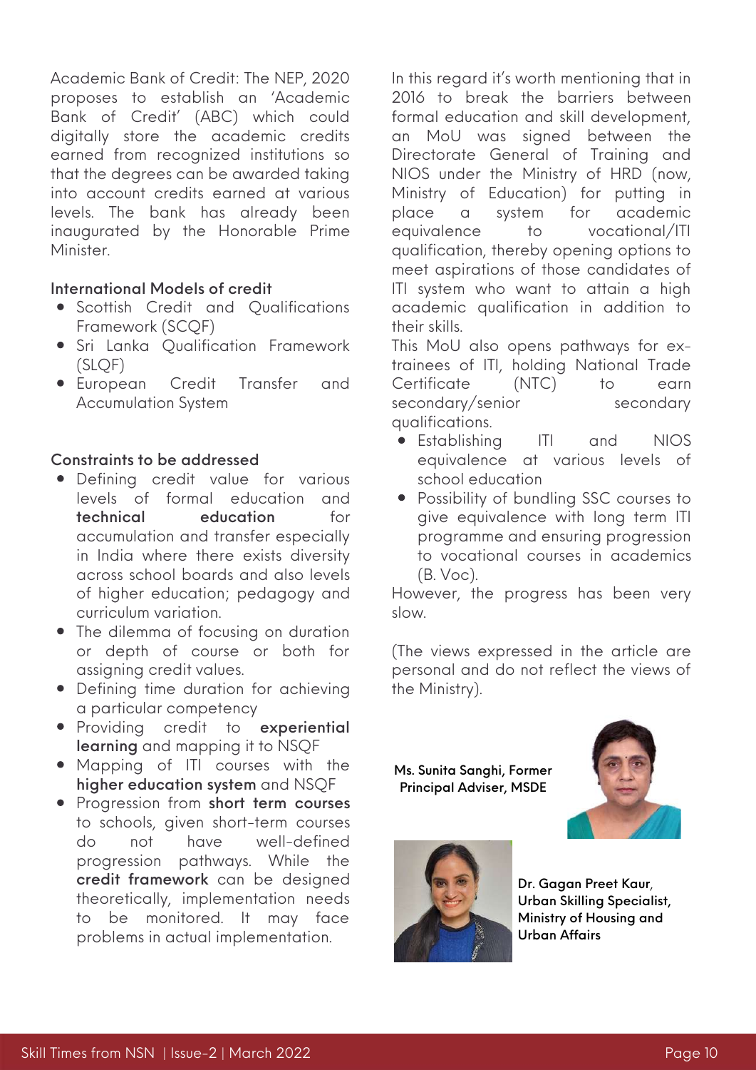Academic Bank of Credit: The NEP, 2020 proposes to establish an 'Academic Bank of Credit' (ABC) which could digitally store the academic credits earned from recognized institutions so that the degrees can be awarded taking into account credits earned at various levels. The bank has already been inaugurated by the Honorable Prime Minister.

### International Models of credit

- Scottish Credit and Qualifications Framework (SCQF)
- Sri Lanka Qualification Framework (SLQF)
- European Credit Transfer and Accumulation System

### Constraints to be addressed

- Defining credit value for various levels of formal education and **technical education** for accumulation and transfer especially in India where there exists diversity across school boards and also levels of higher education; pedagogy and curriculum variation.
- The dilemma of focusing on duration or depth of course or both for assigning credit values.
- Defining time duration for achieving a particular competency
- Providing credit to **experiential learning** and mapping it to NSQF
- Mapping of ITI courses with the **higher education system** and NSQF
- Progression from **short term courses** to schools, given short-term courses do not have well-defined progression pathways. While the **credit framework** can be designed theoretically, implementation needs to be monitored. It may face problems in actual implementation.

In this regard it's worth mentioning that in 2016 to break the barriers between formal education and skill development, an MoU was signed between the Directorate General of Training and NIOS under the Ministry of HRD (now, Ministry of Education) for putting in place a system for academic equivalence to vocational/ITI qualification, thereby opening options to meet aspirations of those candidates of ITI system who want to attain a high academic qualification in addition to their skills.

This MoU also opens pathways for ex-trainees of ITI, holding National Trade Certificate (NTC) to earn secondary/senior secondary qualifications.

- Establishing ITI and NIOS equivalence at various levels of school education
- Possibility of bundling SSC courses to give equivalence with long term ITI programme and ensuring progression to vocational courses in academics (B. Voc).

However, the progress has been very slow.

(The views expressed in the article are personal and do not reflect the views of the Ministry).

**Ms. Sunita Sanghi, Former Principal Adviser, MSDE**

**Dr. Gagan Preet Kaur, Urban Skilling Specialist, Ministry of Housing and Urban Affairs**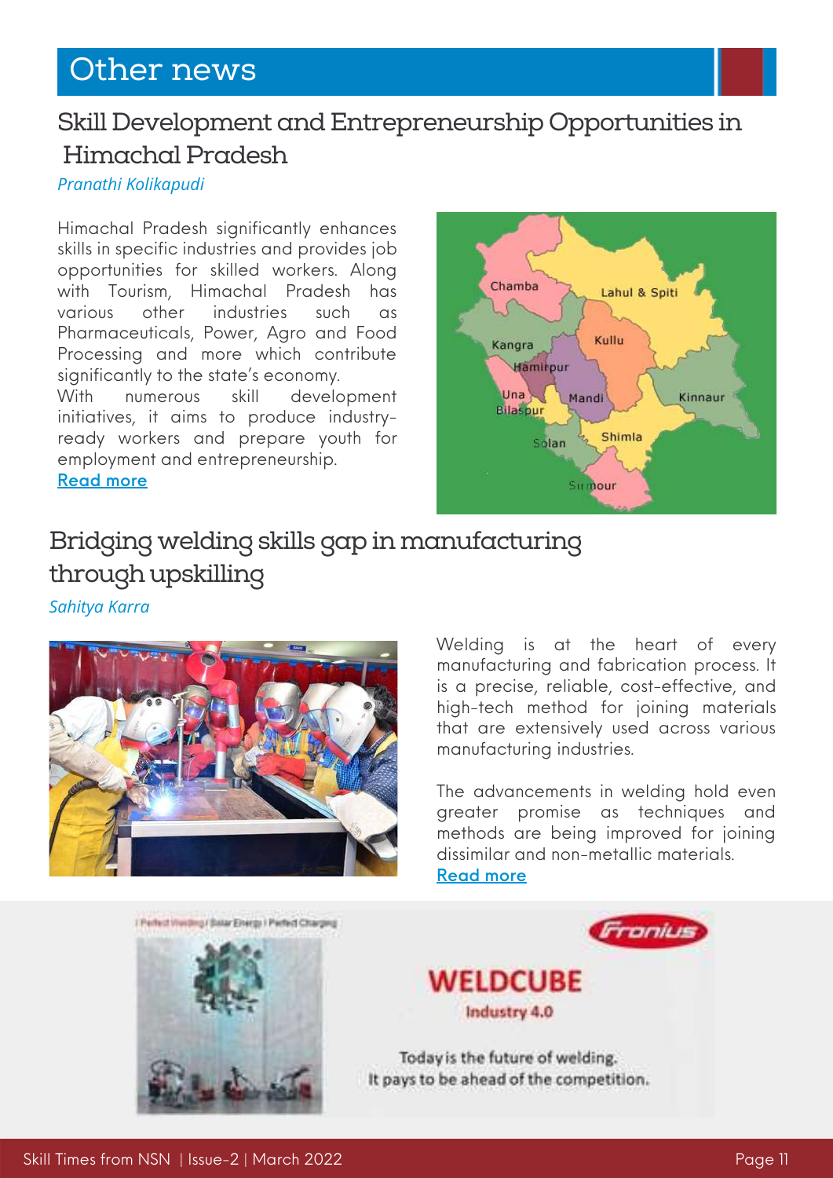# Other news

## Skill Development and Entrepreneurship Opportunities in Himachal Pradesh

*Pranathi Kolikapudi*

Himachal Pradesh significantly enhances skills in specific industries and provides job opportunities for skilled workers. Along with Tourism, Himachal Pradesh has various other industries such as Pharmaceuticals, Power, Agro and Food Processing and more which contribute significantly to the state's economy.
With numerous skill development initiatives, it aims to produce industry-ready workers and prepare youth for employment and entrepreneurship.
**Read more**

## Bridging welding skills gap in manufacturing through upskilling

*Sahitya Karra*

Welding is at the heart of every manufacturing and fabrication process. It is a precise, reliable, cost-effective, and high-tech method for joining materials that are extensively used across various manufacturing industries.

The advancements in welding hold even greater promise as techniques and methods are being improved for joining dissimilar and non-metallic materials.
**Read more**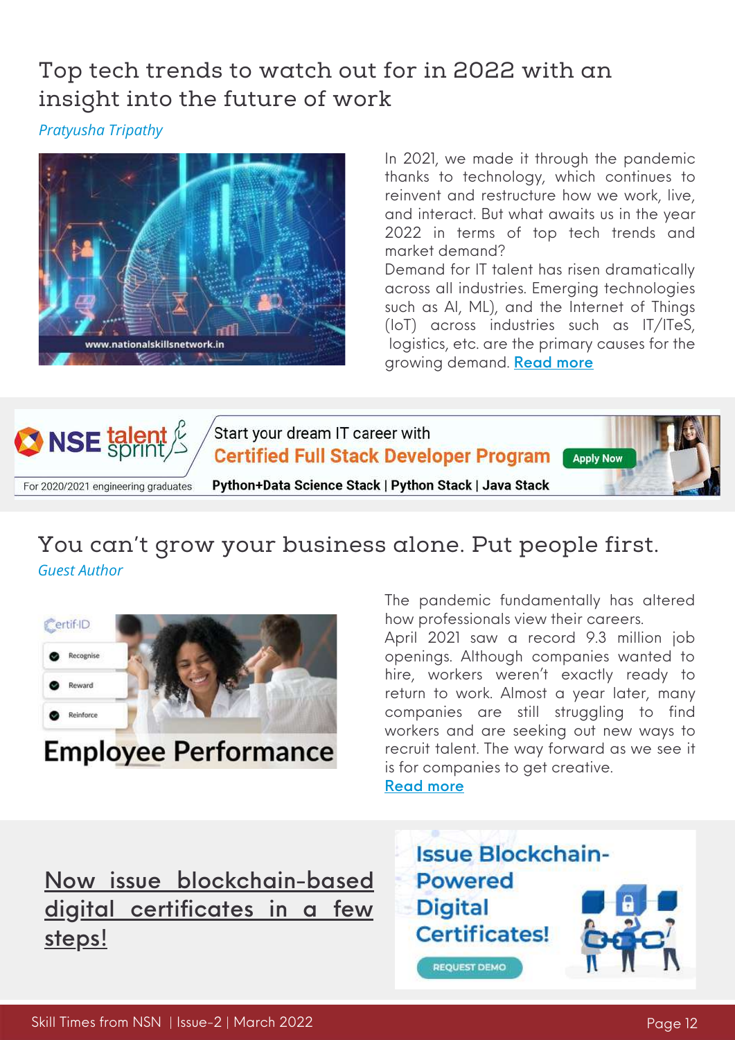## Top tech trends to watch out for in 2022 with an insight into the future of work

*Pratyusha Tripathy*

In 2021, we made it through the pandemic thanks to technology, which continues to reinvent and restructure how we work, live, and interact. But what awaits us in the year 2022 in terms of top tech trends and market demand?

Demand for IT talent has risen dramatically across all industries. Emerging technologies such as AI, ML), and the Internet of Things (IoT) across industries such as IT/ITeS, logistics, etc. are the primary causes for the growing demand. Read more

## You can't grow your business alone. Put people first.

*Guest Author*

The pandemic fundamentally has altered how professionals view their careers.

April 2021 saw a record 9.3 million job openings. Although companies wanted to hire, workers weren't exactly ready to return to work. Almost a year later, many companies are still struggling to find workers and are seeking out new ways to recruit talent. The way forward as we see it is for companies to get creative.

Read more

## Now issue blockchain-based digital certificates in a few steps!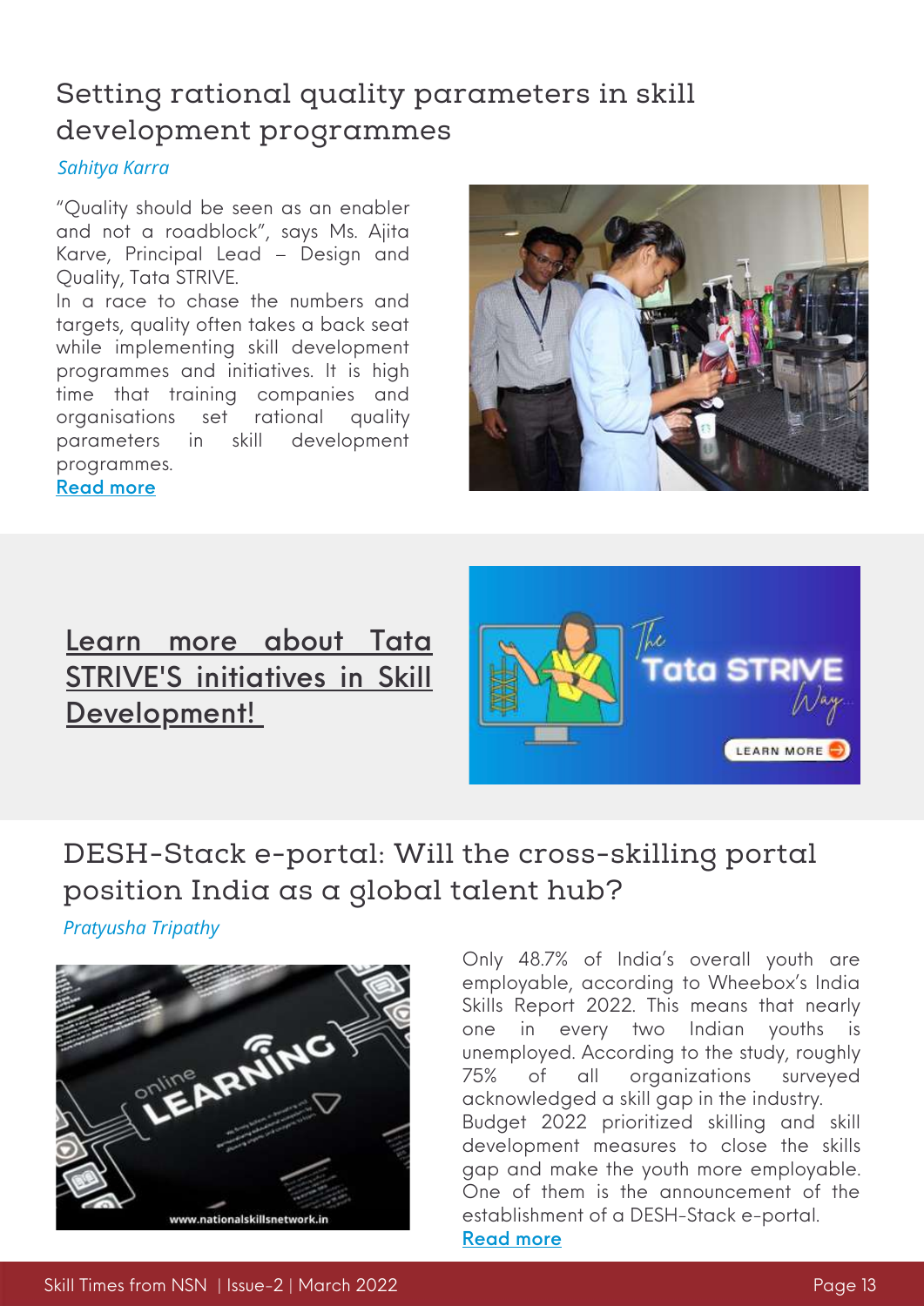## Setting rational quality parameters in skill development programmes

*Sahitya Karra*

"Quality should be seen as an enabler and not a roadblock", says Ms. Ajita Karve, Principal Lead – Design and Quality, Tata STRIVE.

In a race to chase the numbers and targets, quality often takes a back seat while implementing skill development programmes and initiatives. It is high time that training companies and organisations set rational quality parameters in skill development programmes.

Read more

## Learn more about Tata STRIVE'S initiatives in Skill Development!

## DESH-Stack e-portal: Will the cross-skilling portal position India as a global talent hub?

*Pratyusha Tripathy*

Only 48.7% of India's overall youth are employable, according to Wheebox's India Skills Report 2022. This means that nearly one in every two Indian youths is unemployed. According to the study, roughly 75% of all organizations surveyed acknowledged a skill gap in the industry.

Budget 2022 prioritized skilling and skill development measures to close the skills gap and make the youth more employable. One of them is the announcement of the establishment of a DESH-Stack e-portal.

Read more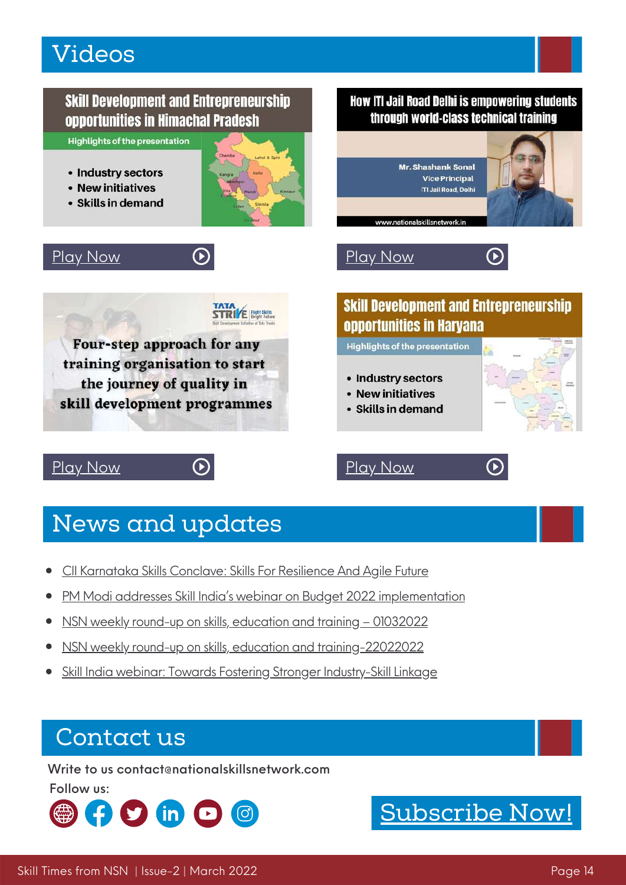## Videos

Skill Development and Entrepreneurship opportunities in Himachal Pradesh

Highlights of the presentation

- Industry sectors
- New initiatives
- Skills in demand

Play Now

How ITI Jail Road Delhi is empowering students through world-class technical training

Mr. Shashank Sonal
Vice Principal
ITI Jail Road, Delhi

www.nationalskillsnetwork.in

Play Now

Four-step approach for any training organisation to start the journey of quality in skill development programmes

Play Now

Skill Development and Entrepreneurship opportunities in Haryana

Highlights of the presentation

- Industry sectors
- New initiatives
- Skills in demand

Play Now

## News and updates

- CII Karnataka Skills Conclave: Skills For Resilience And Agile Future
- PM Modi addresses Skill India's webinar on Budget 2022 implementation
- NSN weekly round-up on skills, education and training – 01032022
- NSN weekly round-up on skills, education and training-22022022
- Skill India webinar: Towards Fostering Stronger Industry-Skill Linkage

## Contact us

Write to us contact@nationalskillsnetwork.com

Follow us:

Subscribe Now!